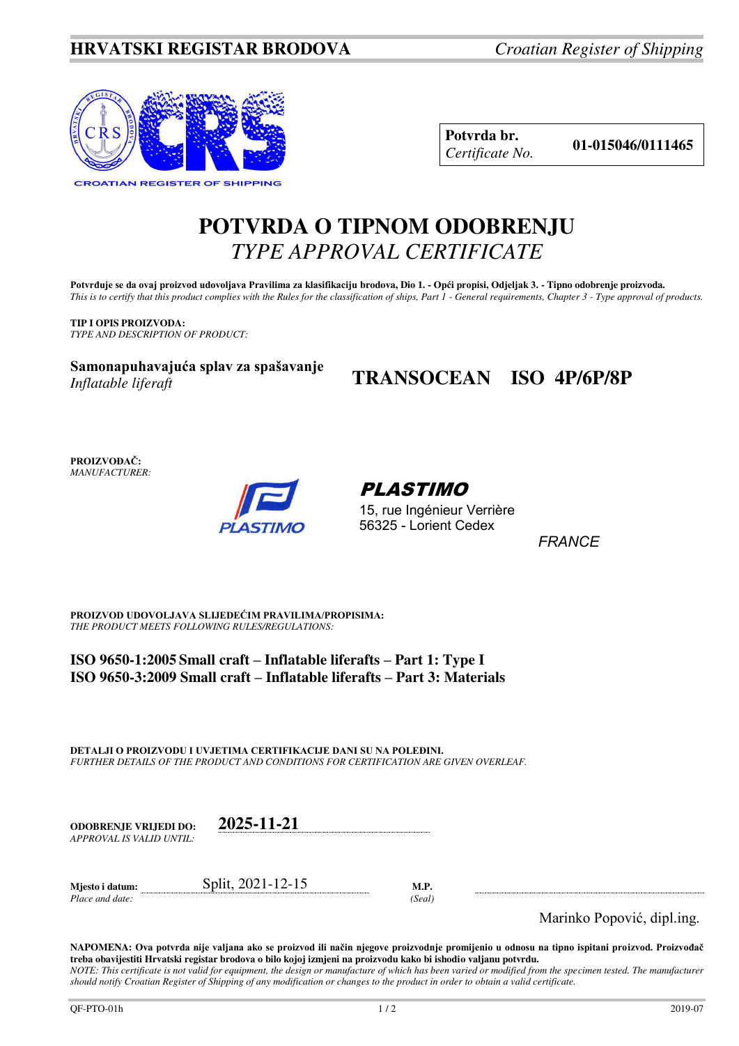**HRVATSKI REGISTAR BRODOVA** *Croatian Register of Shipping*

CROATIAN REGISTER OF SHIPPING

| **Potvrda br.** *Certificate No.* | **01-015046/0111465** |
|---|---|

# POTVRDA O TIPNOM ODOBRENJU
## *TYPE APPROVAL CERTIFICATE*

**Potvrđuje se da ovaj proizvod udovoljava Pravilima za klasifikaciju brodova, Dio 1. - Opći propisi, Odjeljak 3. - Tipno odobrenje proizvoda.**
*This is to certify that this product complies with the Rules for the classification of ships, Part 1 - General requirements, Chapter 3 - Type approval of products.*

**TIP I OPIS PROIZVODA:**
*TYPE AND DESCRIPTION OF PRODUCT:*

**Samonapuhavajuća splav za spašavanje**
*Inflatable liferaft*

**TRANSOCEAN ISO 4P/6P/8P**

**PROIZVOĐAČ:**
*MANUFACTURER:*

***PLASTIMO***
15, rue Ingénieur Verrière
56325 - Lorient Cedex
*FRANCE*

**PROIZVOD UDOVOLJAVA SLIJEDEĆIM PRAVILIMA/PROPISIMA:**
*THE PRODUCT MEETS FOLLOWING RULES/REGULATIONS:*

**ISO 9650-1:2005 Small craft – Inflatable liferafts – Part 1: Type I**
**ISO 9650-3:2009 Small craft – Inflatable liferafts – Part 3: Materials**

**DETALJI O PROIZVODU I UVJETIMA CERTIFIKACIJE DANI SU NA POLEĐINI.**
*FURTHER DETAILS OF THE PRODUCT AND CONDITIONS FOR CERTIFICATION ARE GIVEN OVERLEAF.*

**ODOBRENJE VRIJEDI DO:** *APPROVAL IS VALID UNTIL:* **2025-11-21**

**Mjesto i datum:** *Place and date:* Split, 2021-12-15

**M.P.** *(Seal)*

Marinko Popović, dipl.ing.

**NAPOMENA: Ova potvrda nije valjana ako se proizvod ili način njegove proizvodnje promijenio u odnosu na tipno ispitani proizvod. Proizvođač treba obavijestiti Hrvatski registar brodova o bilo kojoj izmjeni na proizvodu kako bi ishodio valjanu potvrdu.**
*NOTE: This certificate is not valid for equipment, the design or manufacture of which has been varied or modified from the specimen tested. The manufacturer should notify Croatian Register of Shipping of any modification or changes to the product in order to obtain a valid certificate.*

QF-PTO-01h 2019-07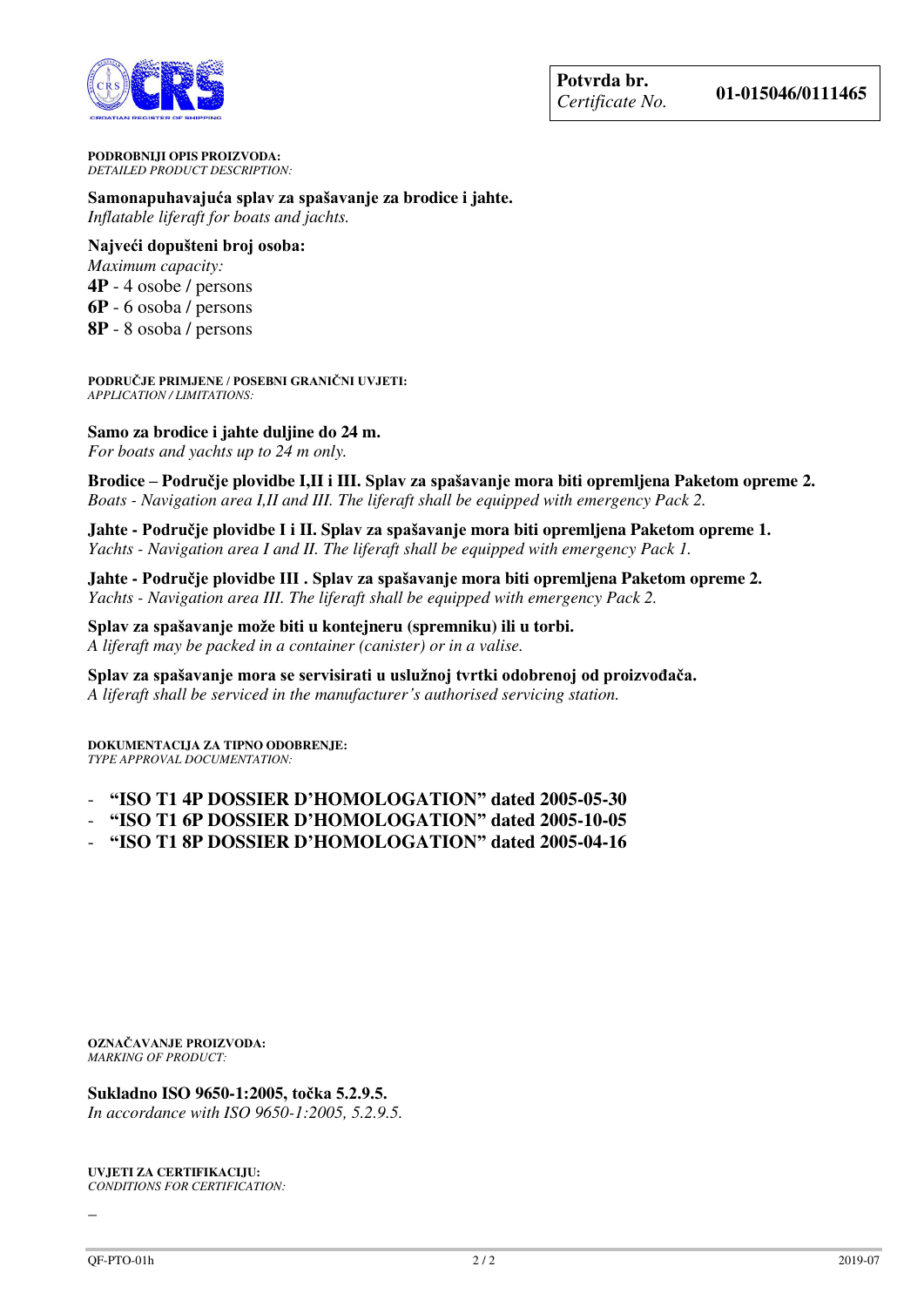**Potvrda br.** *Certificate No.* **01-015046/0111465**

**PODROBNIJI OPIS PROIZVODA:**
*DETAILED PRODUCT DESCRIPTION:*

**Samonapuhavajuća splav za spašavanje za brodice i jahte.**
*Inflatable liferaft for boats and jachts.*

**Najveći dopušteni broj osoba:**
*Maximum capacity:*
**4P** - 4 osobe / persons
**6P** - 6 osoba / persons
**8P** - 8 osoba / persons

**PODRUČJE PRIMJENE / POSEBNI GRANIČNI UVJETI:**
*APPLICATION / LIMITATIONS:*

**Samo za brodice i jahte duljine do 24 m.**
*For boats and yachts up to 24 m only.*

**Brodice – Područje plovidbe I,II i III. Splav za spašavanje mora biti opremljena Paketom opreme 2.**
*Boats - Navigation area I,II and III. The liferaft shall be equipped with emergency Pack 2.*

**Jahte - Područje plovidbe I i II. Splav za spašavanje mora biti opremljena Paketom opreme 1.**
*Yachts - Navigation area I and II. The liferaft shall be equipped with emergency Pack 1.*

**Jahte - Područje plovidbe III . Splav za spašavanje mora biti opremljena Paketom opreme 2.**
*Yachts - Navigation area III. The liferaft shall be equipped with emergency Pack 2.*

**Splav za spašavanje može biti u kontejneru (spremniku) ili u torbi.**
*A liferaft may be packed in a container (canister) or in a valise.*

**Splav za spašavanje mora se servisirati u uslužnoj tvrtki odobrenoj od proizvođača.**
*A liferaft shall be serviced in the manufacturer's authorised servicing station.*

**DOKUMENTACIJA ZA TIPNO ODOBRENJE:**
*TYPE APPROVAL DOCUMENTATION:*

- **"ISO T1 4P DOSSIER D'HOMOLOGATION" dated 2005-05-30**
- **"ISO T1 6P DOSSIER D'HOMOLOGATION" dated 2005-10-05**
- **"ISO T1 8P DOSSIER D'HOMOLOGATION" dated 2005-04-16**

**OZNAČAVANJE PROIZVODA:**
*MARKING OF PRODUCT:*

**Sukladno ISO 9650-1:2005, točka 5.2.9.5.**
*In accordance with ISO 9650-1:2005, 5.2.9.5.*

**UVJETI ZA CERTIFIKACIJU:**
*CONDITIONS FOR CERTIFICATION:*

–